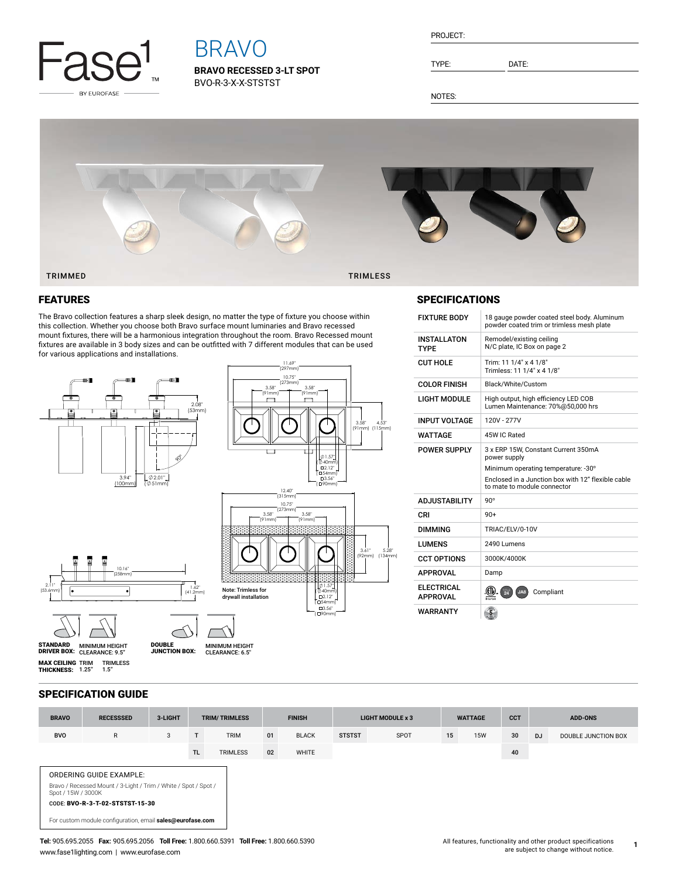Fase1 BY EUROFASE

# BRAVO

**BRAVO RECESSED 3-LT SPOT**

BVO-R-3-X-X-STSTST

PROJECT:

TYPE: DATE:

NOTES:

TRIMMED TRIMLESS

## FEATURES

The Bravo collection features a sharp sleek design, no matter the type of fixture you choose within this collection. Whether you choose both Bravo surface mount luminaries and Bravo recessed mount fixtures, there will be a harmonious integration throughout the room. Bravo Recessed mount fixtures are available in 3 body sizes and can be outfitted with 7 different modules that can be used for various applications and installations.

Note: Trimless for drywall installation

**STANDARD DRIVER BOX:** MINIMUM HEIGHT CLEARANCE: 9.5"

**DOUBLE JUNCTION BOX:** MINIMUM HEIGHT CLEARANCE: 6.5"

**MAX CEILING THICKNESS:** TRIM 1.25" TRIMLESS 1.5"

## SPECIFICATIONS

| | |
|---|---|
| FIXTURE BODY | 18 gauge powder coated steel body. Aluminum powder coated trim or trimless mesh plate |
| INSTALLATON TYPE | Remodel/existing ceiling<br>N/C plate, IC Box on page 2 |
| CUT HOLE | Trim: 11 1/4" x 4 1/8"<br>Trimless: 11 1/4" x 4 1/8" |
| COLOR FINISH | Black/White/Custom |
| LIGHT MODULE | High output, high efficiency LED COB<br>Lumen Maintenance: 70%@50,000 hrs |
| INPUT VOLTAGE | 120V - 277V |
| WATTAGE | 45W IC Rated |
| POWER SUPPLY | 3 x ERP 15W, Constant Current 350mA power supply<br>Minimum operating temperature: -30°<br>Enclosed in a Junction box with 12" flexible cable to mate to module connector |
| ADJUSTABILITY | 90° |
| CRI | 90+ |
| DIMMING | TRIAC/ELV/0-10V |
| LUMENS | 2490 Lumens |
| CCT OPTIONS | 3000K/4000K |
| APPROVAL | Damp |
| ELECTRICAL APPROVAL | Compliant |
| WARRANTY | 5 |

## SPECIFICATION GUIDE

| BRAVO | RECESSSED | 3-LIGHT | TRIM/ TRIMLESS | | FINISH | | LIGHT MODULE x 3 | | WATTAGE | | CCT | ADD-ONS | |
|---|---|---|---|---|---|---|---|---|---|---|---|---|---|
| BVO | R | 3 | T | TRIM | 01 | BLACK | STSTST | SPOT | 15 | 15W | 30 | DJ | DOUBLE JUNCTION BOX |
| | | | TL | TRIMLESS | 02 | WHITE | | | | | 40 | | |

ORDERING GUIDE EXAMPLE:

Bravo / Recessed Mount / 3-Light / Trim / White / Spot / Spot / Spot / 15W / 3000K

CODE: **BVO-R-3-T-02-STSTST-15-30**

For custom module configuration, email **sales@eurofase.com**

**Tel:** 905.695.2055 **Fax:** 905.695.2056 **Toll Free:** 1.800.660.5391 **Toll Free:** 1.800.660.5390
www.fase1lighting.com | www.eurofase.com

All features, functionality and other product specifications are subject to change without notice.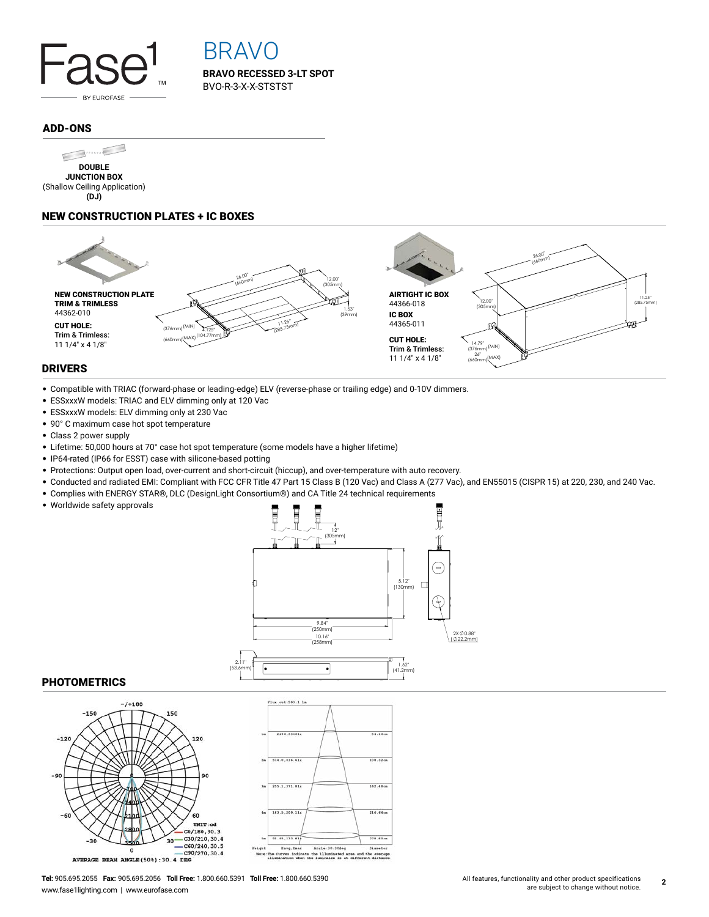# BRAVO

**BRAVO RECESSED 3-LT SPOT**
BVO-R-3-X-X-STSTST

## ADD-ONS

**DOUBLE JUNCTION BOX**
(Shallow Ceiling Application)
**(DJ)**

## NEW CONSTRUCTION PLATES + IC BOXES

**NEW CONSTRUCTION PLATE TRIM & TRIMLESS**
44362-010

**CUT HOLE:**
Trim & Trimless:
11 1/4" x 4 1/8"

26.00" (660mm)
12.00" (305mm)
1.53" (39mm)
11.25" (285.75mm)
4.125" (104.77mm)
(376mm) (MIN)
(660mm) (MAX)

**AIRTIGHT IC BOX**
44366-018

**IC BOX**
44365-011

**CUT HOLE:**
Trim & Trimless:
11 1/4" x 4 1/8"

26.00" (660mm)
12.00" (305mm)
11.25" (285.75mm)
14.79" (376mm) (MIN)
26" (660mm) (MAX)

## DRIVERS

- Compatible with TRIAC (forward-phase or leading-edge) ELV (reverse-phase or trailing edge) and 0-10V dimmers.
- ESSxxxW models: TRIAC and ELV dimming only at 120 Vac
- ESSxxxW models: ELV dimming only at 230 Vac
- 90° C maximum case hot spot temperature
- Class 2 power supply
- Lifetime: 50,000 hours at 70° case hot spot temperature (some models have a higher lifetime)
- IP64-rated (IP66 for ESST) case with silicone-based potting
- Protections: Output open load, over-current and short-circuit (hiccup), and over-temperature with auto recovery.
- Conducted and radiated EMI: Compliant with FCC CFR Title 47 Part 15 Class B (120 Vac) and Class A (277 Vac), and EN55015 (CISPR 15) at 220, 230, and 240 Vac.
- Complies with ENERGY STAR®, DLC (DesignLight Consortium®) and CA Title 24 technical requirements
- Worldwide safety approvals

12" (305mm)
5.12" (130mm)
9.84" (250mm)
10.16" (258mm)
2X Ø 0.88" (Ø 22.2mm)
2.11" (53.6mm)
1.62" (41.2mm)

## PHOTOMETRICS

-/+180
-150
150
-120
120
-90
90
-60
60
-30
30
0
700
1400
2100
2800
3500
UNIT:cd
C0/180,30.3
C30/210,30.4
C60/240,30.5
C90/270,30.4
AVERAGE BEAM ANGLE(50%):30.4 DEG

Flux out:591.1 lm
1m 2296,3340lx 54.16cm
2m 574.0,836.6lx 108.32cm
3m 255.1,371.8lx 162.48cm
4m 143.5,209.1lx 216.64cm
5m 91.85,133.8lx 270.80cm
Height Eavg,Emax Angle:30.30deg Diameter
Note:The Curves indicate the illuminated area and the average illumination when the luminaire is at different distance.

**Tel:** 905.695.2055 **Fax:** 905.695.2056 **Toll Free:** 1.800.660.5391 **Toll Free:** 1.800.660.5390
www.fase1lighting.com | www.eurofase.com

All features, functionality and other product specifications are subject to change without notice.